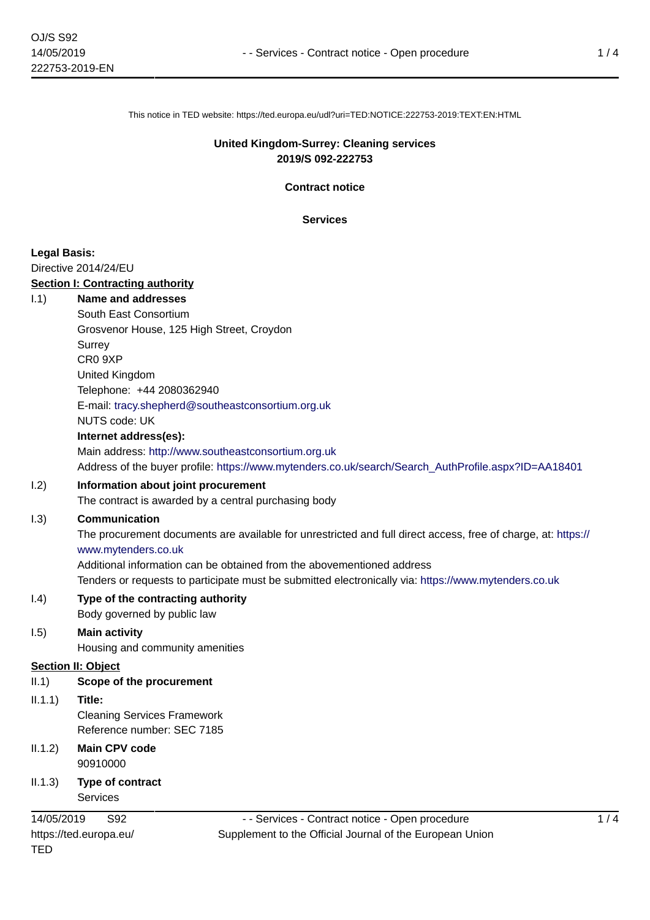This notice in TED website: https://ted.europa.eu/udl?uri=TED:NOTICE:222753-2019:TEXT:EN:HTML

**United Kingdom-Surrey: Cleaning services**
**2019/S 092-222753**

**Contract notice**

**Services**

**Legal Basis:**

Directive 2014/24/EU

**Section I: Contracting authority**

I.1) **Name and addresses**

South East Consortium
Grosvenor House, 125 High Street, Croydon
Surrey
CR0 9XP
United Kingdom
Telephone: +44 2080362940
E-mail: tracy.shepherd@southeastconsortium.org.uk
NUTS code: UK

**Internet address(es):**

Main address: http://www.southeastconsortium.org.uk
Address of the buyer profile: https://www.mytenders.co.uk/search/Search_AuthProfile.aspx?ID=AA18401

I.2) **Information about joint procurement**

The contract is awarded by a central purchasing body

I.3) **Communication**

The procurement documents are available for unrestricted and full direct access, free of charge, at: https://www.mytenders.co.uk
Additional information can be obtained from the abovementioned address
Tenders or requests to participate must be submitted electronically via: https://www.mytenders.co.uk

I.4) **Type of the contracting authority**

Body governed by public law

I.5) **Main activity**

Housing and community amenities

**Section II: Object**

II.1) **Scope of the procurement**

II.1.1) **Title:**

Cleaning Services Framework
Reference number: SEC 7185

II.1.2) **Main CPV code**

90910000

II.1.3) **Type of contract**

Services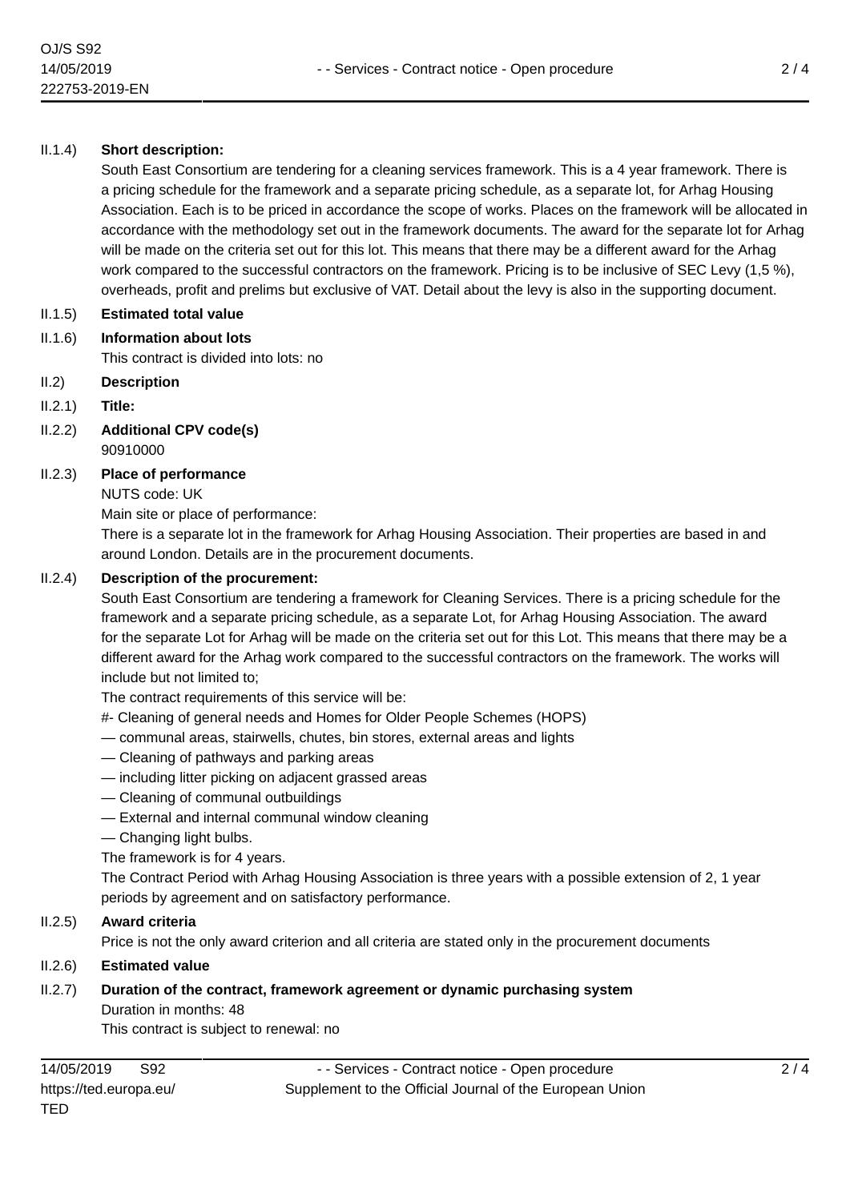II.1.4) **Short description:**

South East Consortium are tendering for a cleaning services framework. This is a 4 year framework. There is a pricing schedule for the framework and a separate pricing schedule, as a separate lot, for Arhag Housing Association. Each is to be priced in accordance the scope of works. Places on the framework will be allocated in accordance with the methodology set out in the framework documents. The award for the separate lot for Arhag will be made on the criteria set out for this lot. This means that there may be a different award for the Arhag work compared to the successful contractors on the framework. Pricing is to be inclusive of SEC Levy (1,5 %), overheads, profit and prelims but exclusive of VAT. Detail about the levy is also in the supporting document.

II.1.5) **Estimated total value**

II.1.6) **Information about lots**

This contract is divided into lots: no

II.2) **Description**

II.2.1) **Title:**

II.2.2) **Additional CPV code(s)**

90910000

II.2.3) **Place of performance**

NUTS code: UK

Main site or place of performance:

There is a separate lot in the framework for Arhag Housing Association. Their properties are based in and around London. Details are in the procurement documents.

II.2.4) **Description of the procurement:**

South East Consortium are tendering a framework for Cleaning Services. There is a pricing schedule for the framework and a separate pricing schedule, as a separate Lot, for Arhag Housing Association. The award for the separate Lot for Arhag will be made on the criteria set out for this Lot. This means that there may be a different award for the Arhag work compared to the successful contractors on the framework. The works will include but not limited to;

The contract requirements of this service will be:

#- Cleaning of general needs and Homes for Older People Schemes (HOPS)

— communal areas, stairwells, chutes, bin stores, external areas and lights

— Cleaning of pathways and parking areas

— including litter picking on adjacent grassed areas

— Cleaning of communal outbuildings

— External and internal communal window cleaning

— Changing light bulbs.

The framework is for 4 years.

The Contract Period with Arhag Housing Association is three years with a possible extension of 2, 1 year periods by agreement and on satisfactory performance.

II.2.5) **Award criteria**

Price is not the only award criterion and all criteria are stated only in the procurement documents

II.2.6) **Estimated value**

II.2.7) **Duration of the contract, framework agreement or dynamic purchasing system**

Duration in months: 48

This contract is subject to renewal: no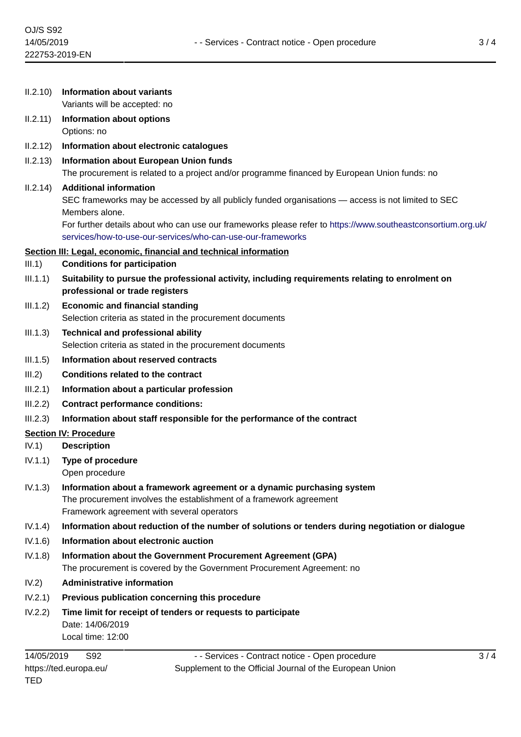II.2.10) **Information about variants**

Variants will be accepted: no

II.2.11) **Information about options**

Options: no

II.2.12) **Information about electronic catalogues**

II.2.13) **Information about European Union funds**

The procurement is related to a project and/or programme financed by European Union funds: no

II.2.14) **Additional information**

SEC frameworks may be accessed by all publicly funded organisations — access is not limited to SEC Members alone.

For further details about who can use our frameworks please refer to https://www.southeastconsortium.org.uk/services/how-to-use-our-services/who-can-use-our-frameworks

## Section III: Legal, economic, financial and technical information

III.1) **Conditions for participation**

III.1.1) **Suitability to pursue the professional activity, including requirements relating to enrolment on professional or trade registers**

III.1.2) **Economic and financial standing**

Selection criteria as stated in the procurement documents

III.1.3) **Technical and professional ability**

Selection criteria as stated in the procurement documents

III.1.5) **Information about reserved contracts**

III.2) **Conditions related to the contract**

III.2.1) **Information about a particular profession**

III.2.2) **Contract performance conditions:**

III.2.3) **Information about staff responsible for the performance of the contract**

## Section IV: Procedure

IV.1) **Description**

IV.1.1) **Type of procedure**

Open procedure

IV.1.3) **Information about a framework agreement or a dynamic purchasing system**

The procurement involves the establishment of a framework agreement

Framework agreement with several operators

IV.1.4) **Information about reduction of the number of solutions or tenders during negotiation or dialogue**

IV.1.6) **Information about electronic auction**

IV.1.8) **Information about the Government Procurement Agreement (GPA)**

The procurement is covered by the Government Procurement Agreement: no

IV.2) **Administrative information**

IV.2.1) **Previous publication concerning this procedure**

IV.2.2) **Time limit for receipt of tenders or requests to participate**

Date: 14/06/2019

Local time: 12:00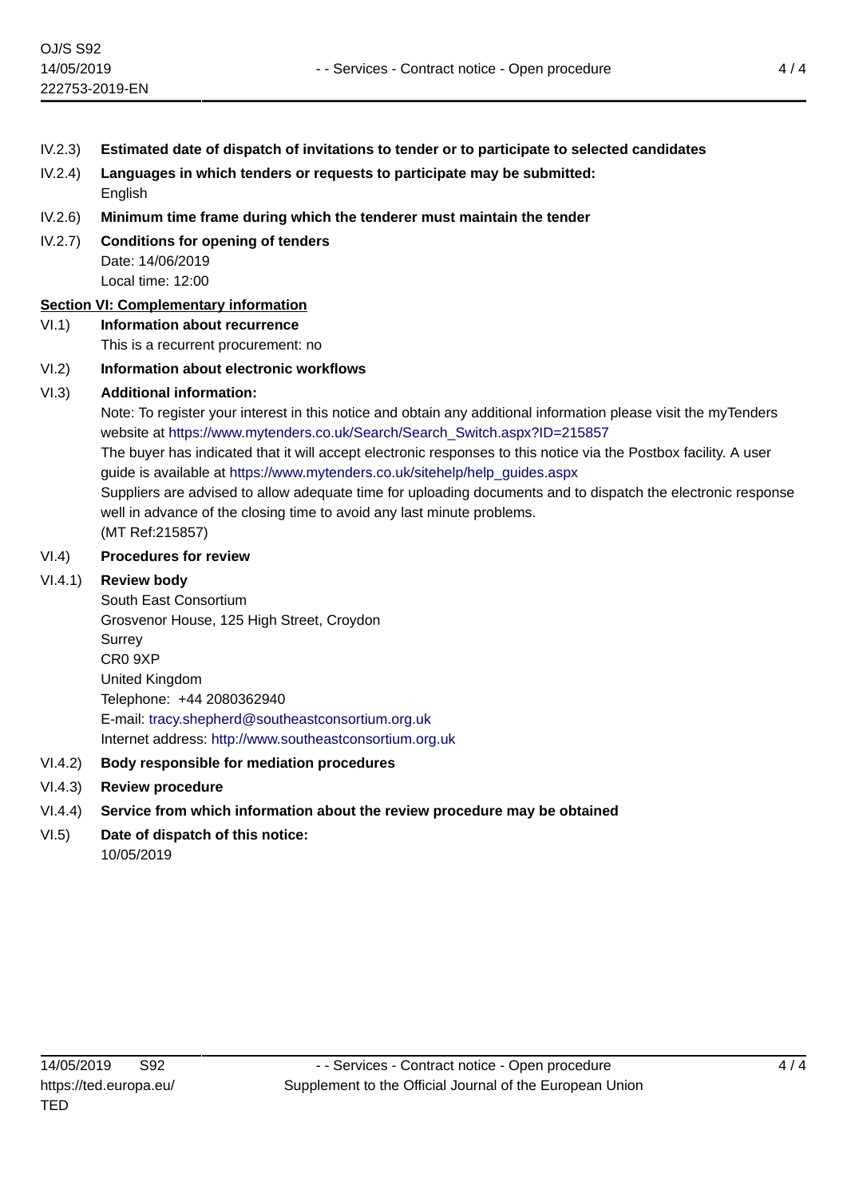IV.2.3) **Estimated date of dispatch of invitations to tender or to participate to selected candidates**

IV.2.4) **Languages in which tenders or requests to participate may be submitted:**
English

IV.2.6) **Minimum time frame during which the tenderer must maintain the tender**

IV.2.7) **Conditions for opening of tenders**
Date: 14/06/2019
Local time: 12:00

## Section VI: Complementary information

VI.1) **Information about recurrence**
This is a recurrent procurement: no

VI.2) **Information about electronic workflows**

VI.3) **Additional information:**
Note: To register your interest in this notice and obtain any additional information please visit the myTenders website at https://www.mytenders.co.uk/Search/Search_Switch.aspx?ID=215857
The buyer has indicated that it will accept electronic responses to this notice via the Postbox facility. A user guide is available at https://www.mytenders.co.uk/sitehelp/help_guides.aspx
Suppliers are advised to allow adequate time for uploading documents and to dispatch the electronic response well in advance of the closing time to avoid any last minute problems.
(MT Ref:215857)

VI.4) **Procedures for review**

VI.4.1) **Review body**
South East Consortium
Grosvenor House, 125 High Street, Croydon
Surrey
CR0 9XP
United Kingdom
Telephone: +44 2080362940
E-mail: tracy.shepherd@southeastconsortium.org.uk
Internet address: http://www.southeastconsortium.org.uk

VI.4.2) **Body responsible for mediation procedures**

VI.4.3) **Review procedure**

VI.4.4) **Service from which information about the review procedure may be obtained**

VI.5) **Date of dispatch of this notice:**
10/05/2019